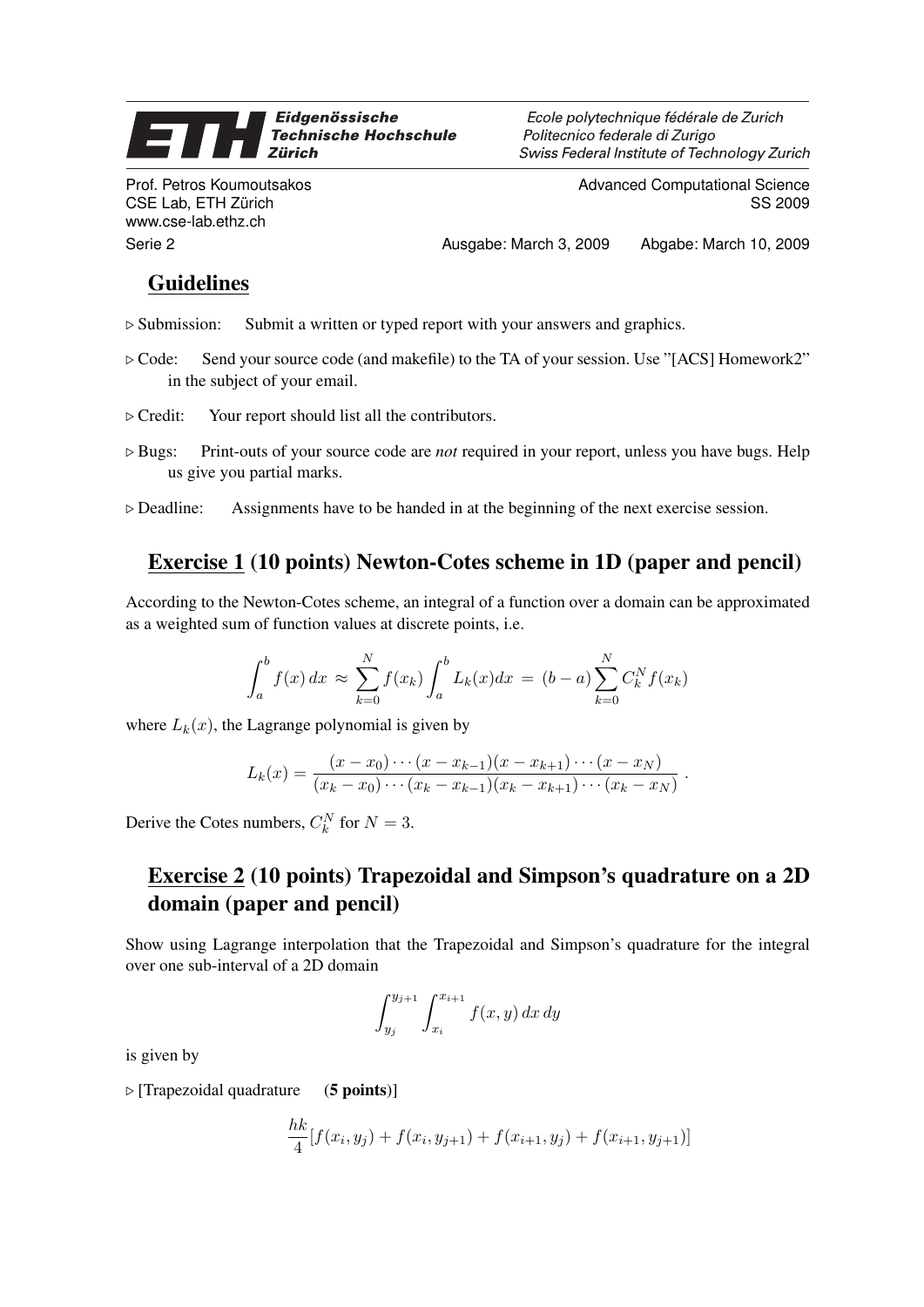**Eidgenössische Technische Hochschule Zürich**

*Ecole polytechnique fédérale de Zurich*
*Politecnico federale di Zurigo*
*Swiss Federal Institute of Technology Zurich*

Prof. Petros Koumoutsakos
CSE Lab, ETH Zürich
www.cse-lab.ethz.ch

Advanced Computational Science
SS 2009

Serie 2 — Ausgabe: March 3, 2009 — Abgabe: March 10, 2009

## Guidelines

- ▷ Submission: Submit a written or typed report with your answers and graphics.
- ▷ Code: Send your source code (and makefile) to the TA of your session. Use "[ACS] Homework2" in the subject of your email.
- ▷ Credit: Your report should list all the contributors.
- ▷ Bugs: Print-outs of your source code are *not* required in your report, unless you have bugs. Help us give you partial marks.
- ▷ Deadline: Assignments have to be handed in at the beginning of the next exercise session.

## Exercise 1 (10 points) Newton-Cotes scheme in 1D (paper and pencil)

According to the Newton-Cotes scheme, an integral of a function over a domain can be approximated as a weighted sum of function values at discrete points, i.e.

$$\int_a^b f(x)\,dx \approx \sum_{k=0}^{N} f(x_k) \int_a^b L_k(x)dx = (b-a)\sum_{k=0}^{N} C_k^N f(x_k)$$

where $L_k(x)$, the Lagrange polynomial is given by

$$L_k(x) = \frac{(x-x_0)\cdots(x-x_{k-1})(x-x_{k+1})\cdots(x-x_N)}{(x_k-x_0)\cdots(x_k-x_{k-1})(x_k-x_{k+1})\cdots(x_k-x_N)} \,.$$

Derive the Cotes numbers, $C_k^N$ for $N = 3$.

## Exercise 2 (10 points) Trapezoidal and Simpson's quadrature on a 2D domain (paper and pencil)

Show using Lagrange interpolation that the Trapezoidal and Simpson's quadrature for the integral over one sub-interval of a 2D domain

$$\int_{y_j}^{y_{j+1}} \int_{x_i}^{x_{i+1}} f(x,y)\,dx\,dy$$

is given by

▷ [Trapezoidal quadrature (**5 points**)]

$$\frac{hk}{4}[f(x_i,y_j) + f(x_i,y_{j+1}) + f(x_{i+1},y_j) + f(x_{i+1},y_{j+1})]$$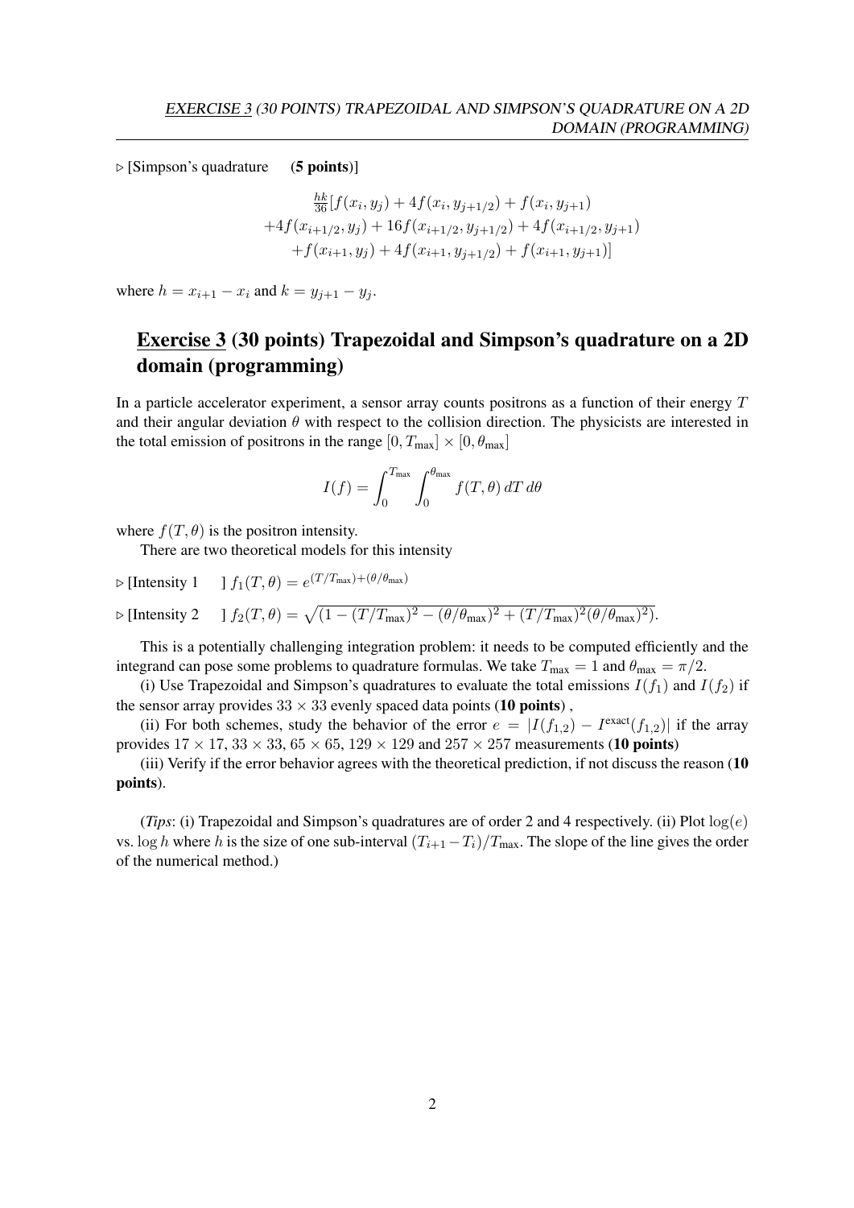▷ [Simpson's quadrature      (**5 points**)]

$$
\begin{aligned}
&\tfrac{hk}{36}[f(x_i,y_j) + 4f(x_i,y_{j+1/2}) + f(x_i,y_{j+1}) \\
&+4f(x_{i+1/2},y_j) + 16f(x_{i+1/2},y_{j+1/2}) + 4f(x_{i+1/2},y_{j+1}) \\
&+f(x_{i+1},y_j) + 4f(x_{i+1},y_{j+1/2}) + f(x_{i+1},y_{j+1})]
\end{aligned}
$$

where $h = x_{i+1} - x_i$ and $k = y_{j+1} - y_j$.

## Exercise 3 (30 points) Trapezoidal and Simpson's quadrature on a 2D domain (programming)

In a particle accelerator experiment, a sensor array counts positrons as a function of their energy $T$ and their angular deviation $\theta$ with respect to the collision direction. The physicists are interested in the total emission of positrons in the range $[0, T_{\text{max}}] \times [0, \theta_{\text{max}}]$

$$
I(f) = \int_0^{T_{\text{max}}} \int_0^{\theta_{\text{max}}} f(T,\theta)\, dT\, d\theta
$$

where $f(T,\theta)$ is the positron intensity.

There are two theoretical models for this intensity

▷ [Intensity 1      ] $f_1(T,\theta) = e^{(T/T_{\text{max}})+(\theta/\theta_{\text{max}})}$

▷ [Intensity 2      ] $f_2(T,\theta) = \sqrt{(1 - (T/T_{\text{max}})^2 - (\theta/\theta_{\text{max}})^2 + (T/T_{\text{max}})^2(\theta/\theta_{\text{max}})^2)}$.

This is a potentially challenging integration problem: it needs to be computed efficiently and the integrand can pose some problems to quadrature formulas. We take $T_{\text{max}} = 1$ and $\theta_{\text{max}} = \pi/2$.

(i) Use Trapezoidal and Simpson's quadratures to evaluate the total emissions $I(f_1)$ and $I(f_2)$ if the sensor array provides $33 \times 33$ evenly spaced data points (**10 points**) ,

(ii) For both schemes, study the behavior of the error $e = |I(f_{1,2}) - I^{\text{exact}}(f_{1,2})|$ if the array provides $17 \times 17$, $33 \times 33$, $65 \times 65$, $129 \times 129$ and $257 \times 257$ measurements (**10 points**)

(iii) Verify if the error behavior agrees with the theoretical prediction, if not discuss the reason (**10 points**).

(*Tips*: (i) Trapezoidal and Simpson's quadratures are of order 2 and 4 respectively. (ii) Plot $\log(e)$ vs. $\log h$ where $h$ is the size of one sub-interval $(T_{i+1} - T_i)/T_{\text{max}}$. The slope of the line gives the order of the numerical method.)